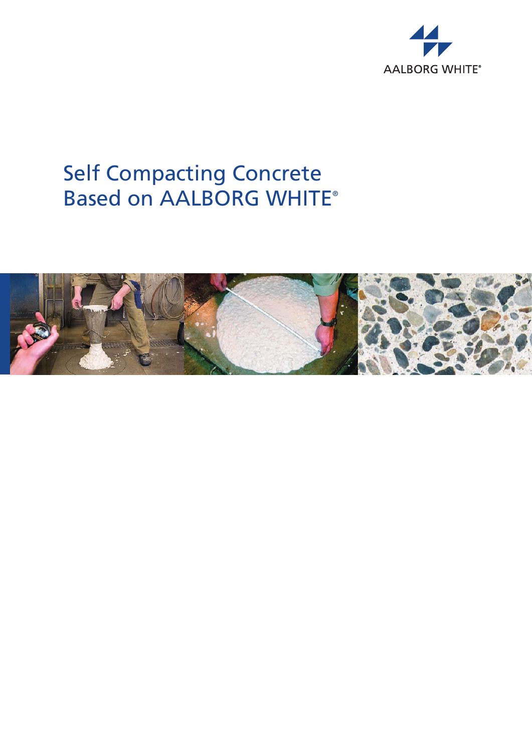AALBORG WHITE®

# Self Compacting Concrete Based on AALBORG WHITE®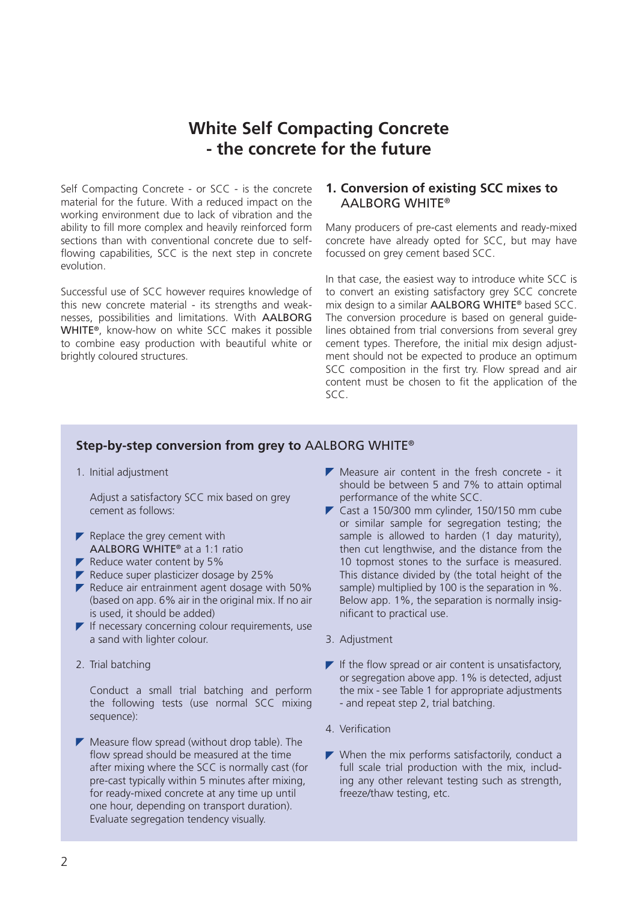# White Self Compacting Concrete - the concrete for the future

Self Compacting Concrete - or SCC - is the concrete material for the future. With a reduced impact on the working environment due to lack of vibration and the ability to fill more complex and heavily reinforced form sections than with conventional concrete due to self-flowing capabilities, SCC is the next step in concrete evolution.

Successful use of SCC however requires knowledge of this new concrete material - its strengths and weaknesses, possibilities and limitations. With AALBORG WHITE®, know-how on white SCC makes it possible to combine easy production with beautiful white or brightly coloured structures.

## 1. Conversion of existing SCC mixes to AALBORG WHITE®

Many producers of pre-cast elements and ready-mixed concrete have already opted for SCC, but may have focussed on grey cement based SCC.

In that case, the easiest way to introduce white SCC is to convert an existing satisfactory grey SCC concrete mix design to a similar AALBORG WHITE® based SCC. The conversion procedure is based on general guidelines obtained from trial conversions from several grey cement types. Therefore, the initial mix design adjustment should not be expected to produce an optimum SCC composition in the first try. Flow spread and air content must be chosen to fit the application of the SCC.

### Step-by-step conversion from grey to AALBORG WHITE®

1. Initial adjustment

   Adjust a satisfactory SCC mix based on grey cement as follows:

   - Replace the grey cement with AALBORG WHITE® at a 1:1 ratio
   - Reduce water content by 5%
   - Reduce super plasticizer dosage by 25%
   - Reduce air entrainment agent dosage with 50% (based on app. 6% air in the original mix. If no air is used, it should be added)
   - If necessary concerning colour requirements, use a sand with lighter colour.

2. Trial batching

   Conduct a small trial batching and perform the following tests (use normal SCC mixing sequence):

   - Measure flow spread (without drop table). The flow spread should be measured at the time after mixing where the SCC is normally cast (for pre-cast typically within 5 minutes after mixing, for ready-mixed concrete at any time up until one hour, depending on transport duration). Evaluate segregation tendency visually.
   - Measure air content in the fresh concrete - it should be between 5 and 7% to attain optimal performance of the white SCC.
   - Cast a 150/300 mm cylinder, 150/150 mm cube or similar sample for segregation testing; the sample is allowed to harden (1 day maturity), then cut lengthwise, and the distance from the 10 topmost stones to the surface is measured. This distance divided by (the total height of the sample) multiplied by 100 is the separation in %. Below app. 1%, the separation is normally insignificant to practical use.

3. Adjustment

   - If the flow spread or air content is unsatisfactory, or segregation above app. 1% is detected, adjust the mix - see Table 1 for appropriate adjustments - and repeat step 2, trial batching.

4. Verification

   - When the mix performs satisfactorily, conduct a full scale trial production with the mix, including any other relevant testing such as strength, freeze/thaw testing, etc.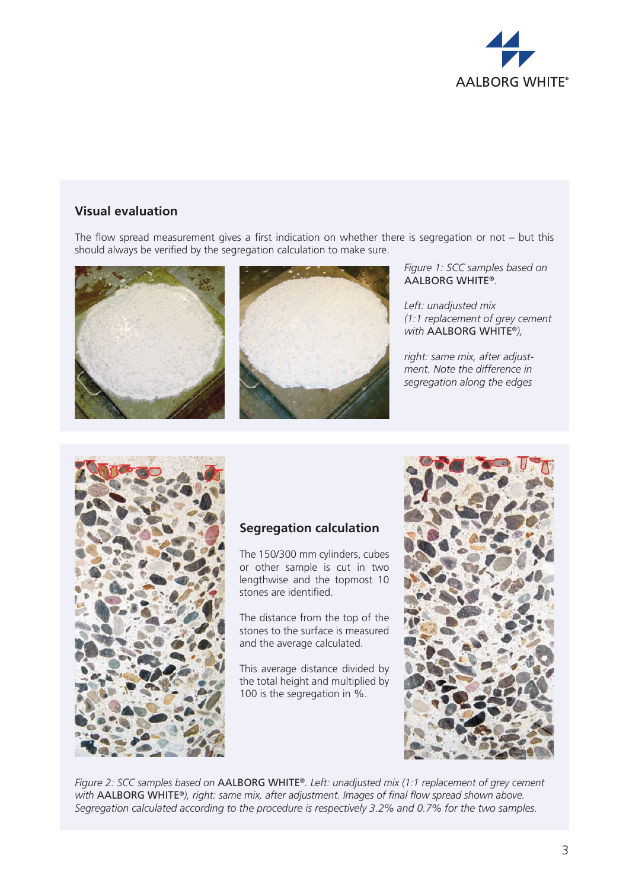## Visual evaluation

The flow spread measurement gives a first indication on whether there is segregation or not – but this should always be verified by the segregation calculation to make sure.

*Figure 1: SCC samples based on* AALBORG WHITE®.

*Left: unadjusted mix (1:1 replacement of grey cement with* AALBORG WHITE®*),*

*right: same mix, after adjustment. Note the difference in segregation along the edges*

## Segregation calculation

The 150/300 mm cylinders, cubes or other sample is cut in two lengthwise and the topmost 10 stones are identified.

The distance from the top of the stones to the surface is measured and the average calculated.

This average distance divided by the total height and multiplied by 100 is the segregation in %.

*Figure 2: SCC samples based on* AALBORG WHITE®*. Left: unadjusted mix (1:1 replacement of grey cement with* AALBORG WHITE®*), right: same mix, after adjustment. Images of final flow spread shown above. Segregation calculated according to the procedure is respectively 3.2% and 0.7% for the two samples.*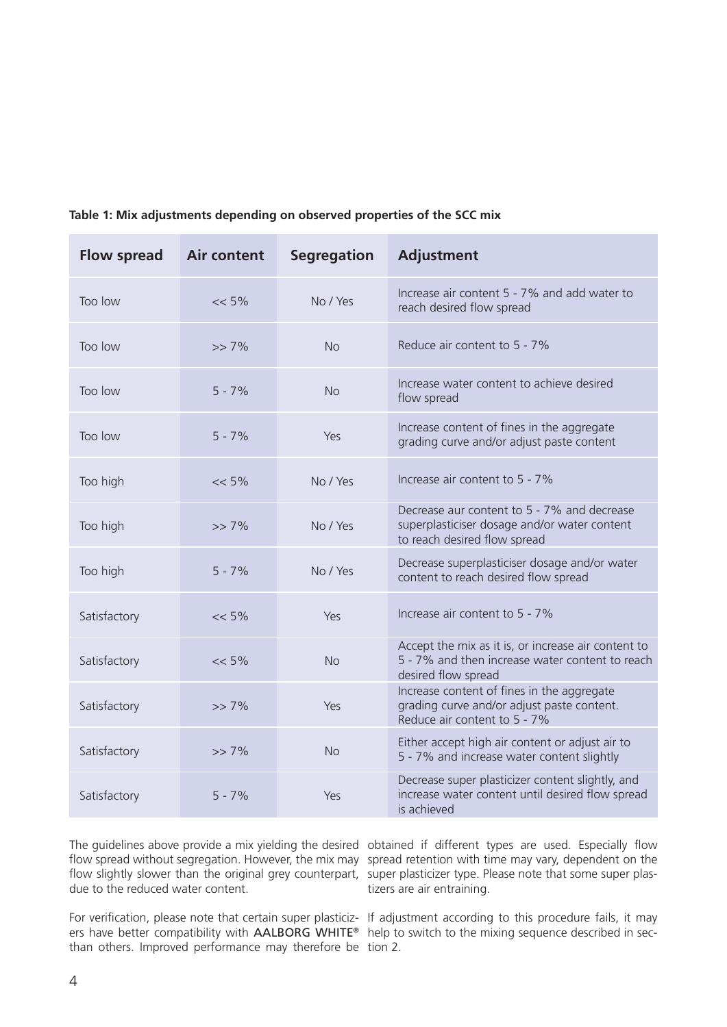**Table 1: Mix adjustments depending on observed properties of the SCC mix**

| Flow spread | Air content | Segregation | Adjustment |
|---|---|---|---|
| Too low | << 5% | No / Yes | Increase air content 5 - 7% and add water to reach desired flow spread |
| Too low | >> 7% | No | Reduce air content to 5 - 7% |
| Too low | 5 - 7% | No | Increase water content to achieve desired flow spread |
| Too low | 5 - 7% | Yes | Increase content of fines in the aggregate grading curve and/or adjust paste content |
| Too high | << 5% | No / Yes | Increase air content to 5 - 7% |
| Too high | >> 7% | No / Yes | Decrease aur content to 5 - 7% and decrease superplasticiser dosage and/or water content to reach desired flow spread |
| Too high | 5 - 7% | No / Yes | Decrease superplasticiser dosage and/or water content to reach desired flow spread |
| Satisfactory | << 5% | Yes | Increase air content to 5 - 7% |
| Satisfactory | << 5% | No | Accept the mix as it is, or increase air content to 5 - 7% and then increase water content to reach desired flow spread |
| Satisfactory | >> 7% | Yes | Increase content of fines in the aggregate grading curve and/or adjust paste content. Reduce air content to 5 - 7% |
| Satisfactory | >> 7% | No | Either accept high air content or adjust air to 5 - 7% and increase water content slightly |
| Satisfactory | 5 - 7% | Yes | Decrease super plasticizer content slightly, and increase water content until desired flow spread is achieved |

The guidelines above provide a mix yielding the desired flow spread without segregation. However, the mix may flow slightly slower than the original grey counterpart, due to the reduced water content.

For verification, please note that certain super plasticizers have better compatibility with AALBORG WHITE® than others. Improved performance may therefore be obtained if different types are used. Especially flow spread retention with time may vary, dependent on the super plasticizer type. Please note that some super plastizers are air entraining.

If adjustment according to this procedure fails, it may help to switch to the mixing sequence described in section 2.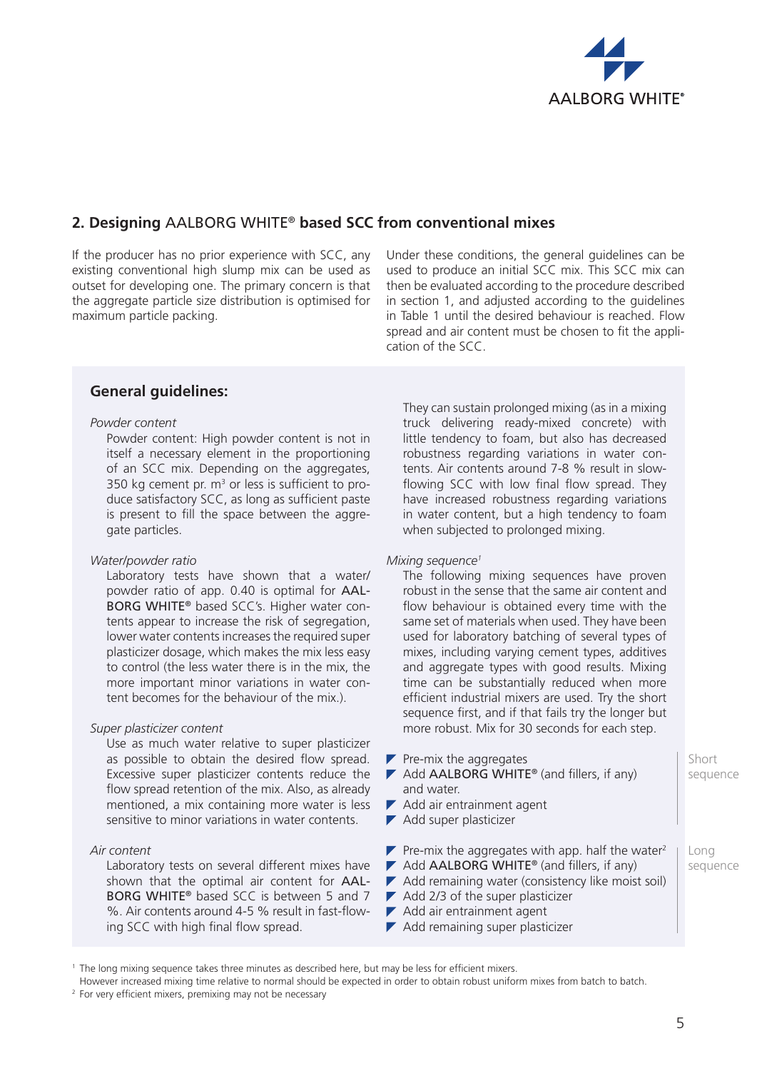## 2. Designing AALBORG WHITE® based SCC from conventional mixes

If the producer has no prior experience with SCC, any existing conventional high slump mix can be used as outset for developing one. The primary concern is that the aggregate particle size distribution is optimised for maximum particle packing.

Under these conditions, the general guidelines can be used to produce an initial SCC mix. This SCC mix can then be evaluated according to the procedure described in section 1, and adjusted according to the guidelines in Table 1 until the desired behaviour is reached. Flow spread and air content must be chosen to fit the application of the SCC.

### General guidelines:

*Powder content*

Powder content: High powder content is not in itself a necessary element in the proportioning of an SCC mix. Depending on the aggregates, 350 kg cement pr. $m^3$ or less is sufficient to produce satisfactory SCC, as long as sufficient paste is present to fill the space between the aggregate particles.

*Water/powder ratio*

Laboratory tests have shown that a water/powder ratio of app. 0.40 is optimal for **AALBORG WHITE®** based SCC's. Higher water contents appear to increase the risk of segregation, lower water contents increases the required super plasticizer dosage, which makes the mix less easy to control (the less water there is in the mix, the more important minor variations in water content becomes for the behaviour of the mix.).

*Super plasticizer content*

Use as much water relative to super plasticizer as possible to obtain the desired flow spread. Excessive super plasticizer contents reduce the flow spread retention of the mix. Also, as already mentioned, a mix containing more water is less sensitive to minor variations in water contents.

*Air content*

Laboratory tests on several different mixes have shown that the optimal air content for **AALBORG WHITE®** based SCC is between 5 and 7 %. Air contents around 4-5 % result in fast-flowing SCC with high final flow spread. They can sustain prolonged mixing (as in a mixing truck delivering ready-mixed concrete) with little tendency to foam, but also has decreased robustness regarding variations in water contents. Air contents around 7-8 % result in slow-flowing SCC with low final flow spread. They have increased robustness regarding variations in water content, but a high tendency to foam when subjected to prolonged mixing.

*Mixing sequence*[1]

The following mixing sequences have proven robust in the sense that the same air content and flow behaviour is obtained every time with the same set of materials when used. They have been used for laboratory batching of several types of mixes, including varying cement types, additives and aggregate types with good results. Mixing time can be substantially reduced when more efficient industrial mixers are used. Try the short sequence first, and if that fails try the longer but more robust. Mix for 30 seconds for each step.

Short sequence:

- Pre-mix the aggregates
- Add **AALBORG WHITE®** (and fillers, if any) and water.
- Add air entrainment agent
- Add super plasticizer

Long sequence:

- Pre-mix the aggregates with app. half the water[2]
- Add **AALBORG WHITE®** (and fillers, if any)
- Add remaining water (consistency like moist soil)
- Add 2/3 of the super plasticizer
- Add air entrainment agent
- Add remaining super plasticizer

[1] The long mixing sequence takes three minutes as described here, but may be less for efficient mixers. However increased mixing time relative to normal should be expected in order to obtain robust uniform mixes from batch to batch.

[2] For very efficient mixers, premixing may not be necessary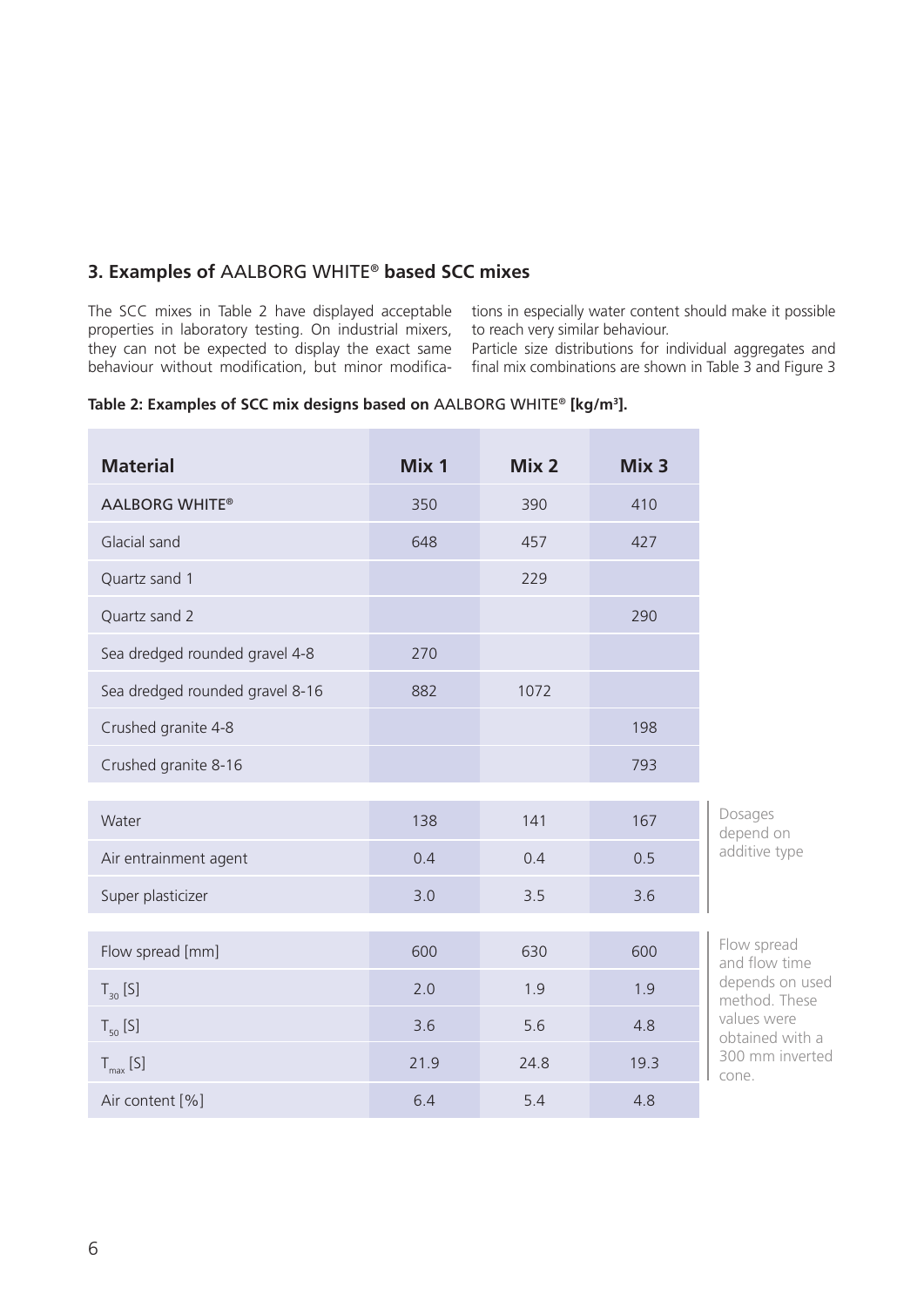## 3. Examples of AALBORG WHITE® based SCC mixes

The SCC mixes in Table 2 have displayed acceptable properties in laboratory testing. On industrial mixers, they can not be expected to display the exact same behaviour without modification, but minor modifications in especially water content should make it possible to reach very similar behaviour.

Particle size distributions for individual aggregates and final mix combinations are shown in Table 3 and Figure 3

**Table 2: Examples of SCC mix designs based on AALBORG WHITE® [kg/m³].**

| Material | Mix 1 | Mix 2 | Mix 3 | |
|---|---|---|---|---|
| AALBORG WHITE® | 350 | 390 | 410 | |
| Glacial sand | 648 | 457 | 427 | |
| Quartz sand 1 | | 229 | | |
| Quartz sand 2 | | | 290 | |
| Sea dredged rounded gravel 4-8 | 270 | | | |
| Sea dredged rounded gravel 8-16 | 882 | 1072 | | |
| Crushed granite 4-8 | | | 198 | |
| Crushed granite 8-16 | | | 793 | |
| Water | 138 | 141 | 167 | Dosages depend on additive type |
| Air entrainment agent | 0.4 | 0.4 | 0.5 | |
| Super plasticizer | 3.0 | 3.5 | 3.6 | |
| Flow spread [mm] | 600 | 630 | 600 | Flow spread and flow time depends on used method. These values were obtained with a 300 mm inverted cone. |
| $T_{30}$ [S] | 2.0 | 1.9 | 1.9 | |
| $T_{50}$ [S] | 3.6 | 5.6 | 4.8 | |
| $T_{max}$ [S] | 21.9 | 24.8 | 19.3 | |
| Air content [%] | 6.4 | 5.4 | 4.8 | |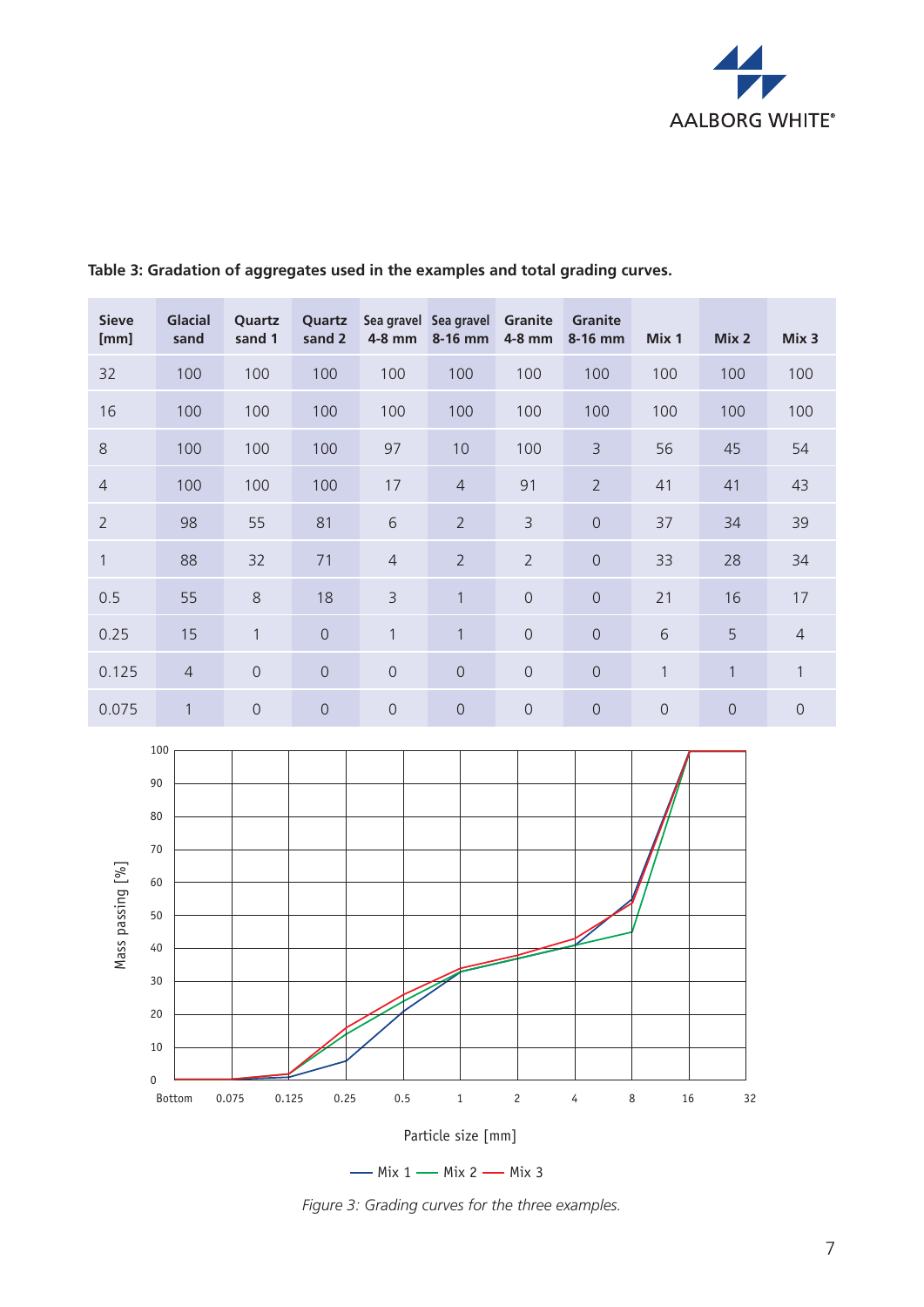**Table 3: Gradation of aggregates used in the examples and total grading curves.**

| Sieve [mm] | Glacial sand | Quartz sand 1 | Quartz sand 2 | Sea gravel 4-8 mm | Sea gravel 8-16 mm | Granite 4-8 mm | Granite 8-16 mm | Mix 1 | Mix 2 | Mix 3 |
|---|---|---|---|---|---|---|---|---|---|---|
| 32 | 100 | 100 | 100 | 100 | 100 | 100 | 100 | 100 | 100 | 100 |
| 16 | 100 | 100 | 100 | 100 | 100 | 100 | 100 | 100 | 100 | 100 |
| 8 | 100 | 100 | 100 | 97 | 10 | 100 | 3 | 56 | 45 | 54 |
| 4 | 100 | 100 | 100 | 17 | 4 | 91 | 2 | 41 | 41 | 43 |
| 2 | 98 | 55 | 81 | 6 | 2 | 3 | 0 | 37 | 34 | 39 |
| 1 | 88 | 32 | 71 | 4 | 2 | 2 | 0 | 33 | 28 | 34 |
| 0.5 | 55 | 8 | 18 | 3 | 1 | 0 | 0 | 21 | 16 | 17 |
| 0.25 | 15 | 1 | 0 | 1 | 1 | 0 | 0 | 6 | 5 | 4 |
| 0.125 | 4 | 0 | 0 | 0 | 0 | 0 | 0 | 1 | 1 | 1 |
| 0.075 | 1 | 0 | 0 | 0 | 0 | 0 | 0 | 0 | 0 | 0 |

*Figure 3: Grading curves for the three examples.*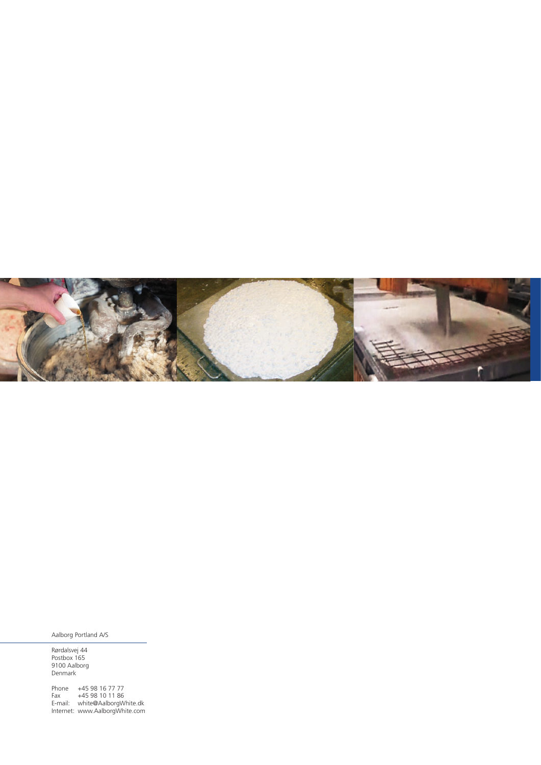Aalborg Portland A/S

Rørdalsvej 44
Postbox 165
9100 Aalborg
Denmark

Phone +45 98 16 77 77
Fax +45 98 10 11 86
E-mail: white@AalborgWhite.dk
Internet: www.AalborgWhite.com